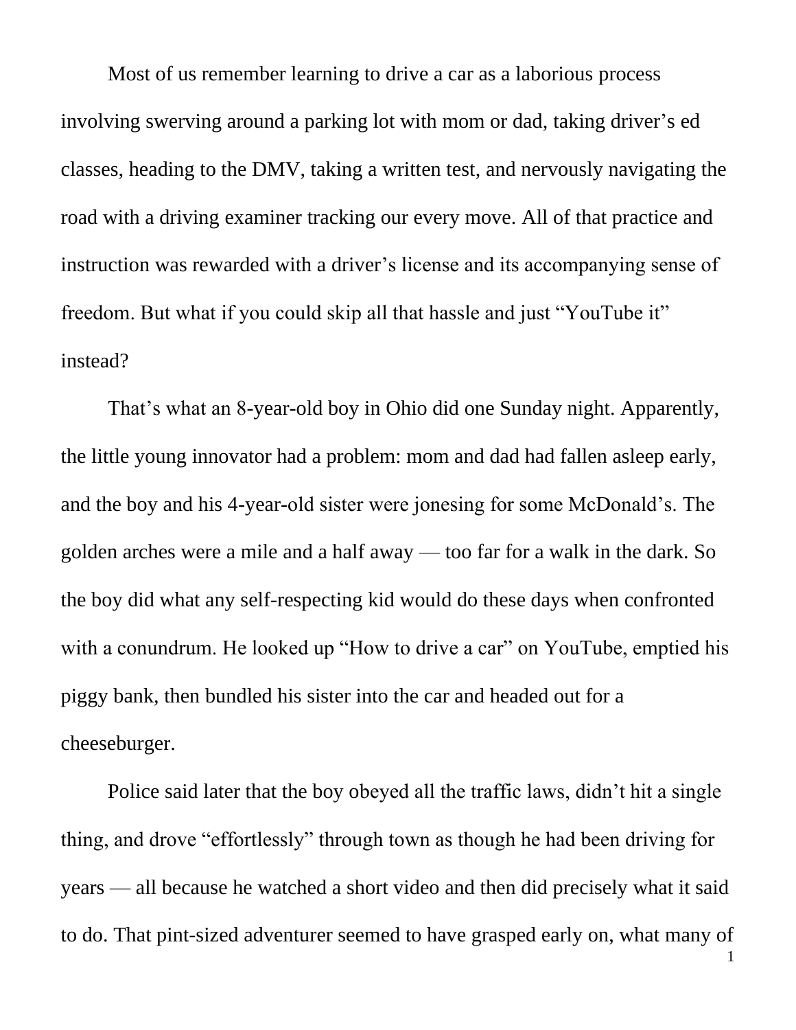Most of us remember learning to drive a car as a laborious process involving swerving around a parking lot with mom or dad, taking driver's ed classes, heading to the DMV, taking a written test, and nervously navigating the road with a driving examiner tracking our every move. All of that practice and instruction was rewarded with a driver's license and its accompanying sense of freedom. But what if you could skip all that hassle and just "YouTube it" instead?

That's what an 8-year-old boy in Ohio did one Sunday night. Apparently, the little young innovator had a problem: mom and dad had fallen asleep early, and the boy and his 4-year-old sister were jonesing for some McDonald's. The golden arches were a mile and a half away — too far for a walk in the dark. So the boy did what any self-respecting kid would do these days when confronted with a conundrum. He looked up "How to drive a car" on YouTube, emptied his piggy bank, then bundled his sister into the car and headed out for a cheeseburger.

Police said later that the boy obeyed all the traffic laws, didn't hit a single thing, and drove "effortlessly" through town as though he had been driving for years — all because he watched a short video and then did precisely what it said to do. That pint-sized adventurer seemed to have grasped early on, what many of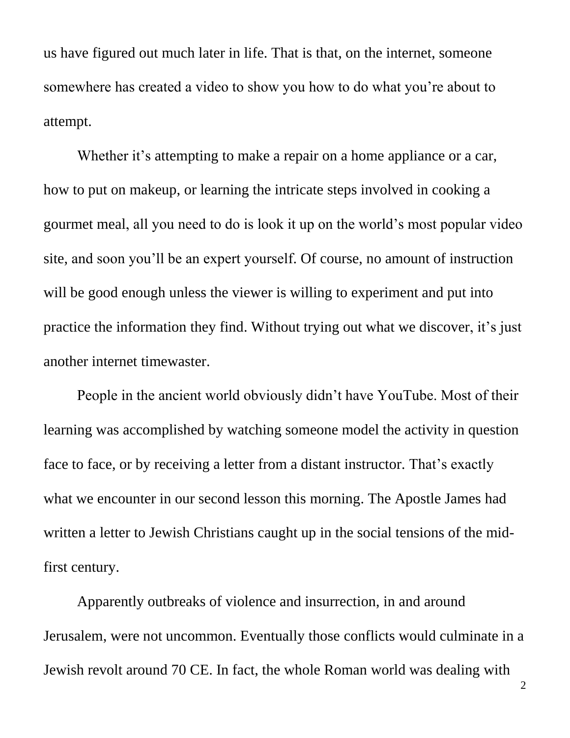us have figured out much later in life. That is that, on the internet, someone somewhere has created a video to show you how to do what you're about to attempt.

Whether it's attempting to make a repair on a home appliance or a car, how to put on makeup, or learning the intricate steps involved in cooking a gourmet meal, all you need to do is look it up on the world's most popular video site, and soon you'll be an expert yourself. Of course, no amount of instruction will be good enough unless the viewer is willing to experiment and put into practice the information they find. Without trying out what we discover, it's just another internet timewaster.

People in the ancient world obviously didn't have YouTube. Most of their learning was accomplished by watching someone model the activity in question face to face, or by receiving a letter from a distant instructor. That's exactly what we encounter in our second lesson this morning. The Apostle James had written a letter to Jewish Christians caught up in the social tensions of the mid-first century.

Apparently outbreaks of violence and insurrection, in and around Jerusalem, were not uncommon. Eventually those conflicts would culminate in a Jewish revolt around 70 CE. In fact, the whole Roman world was dealing with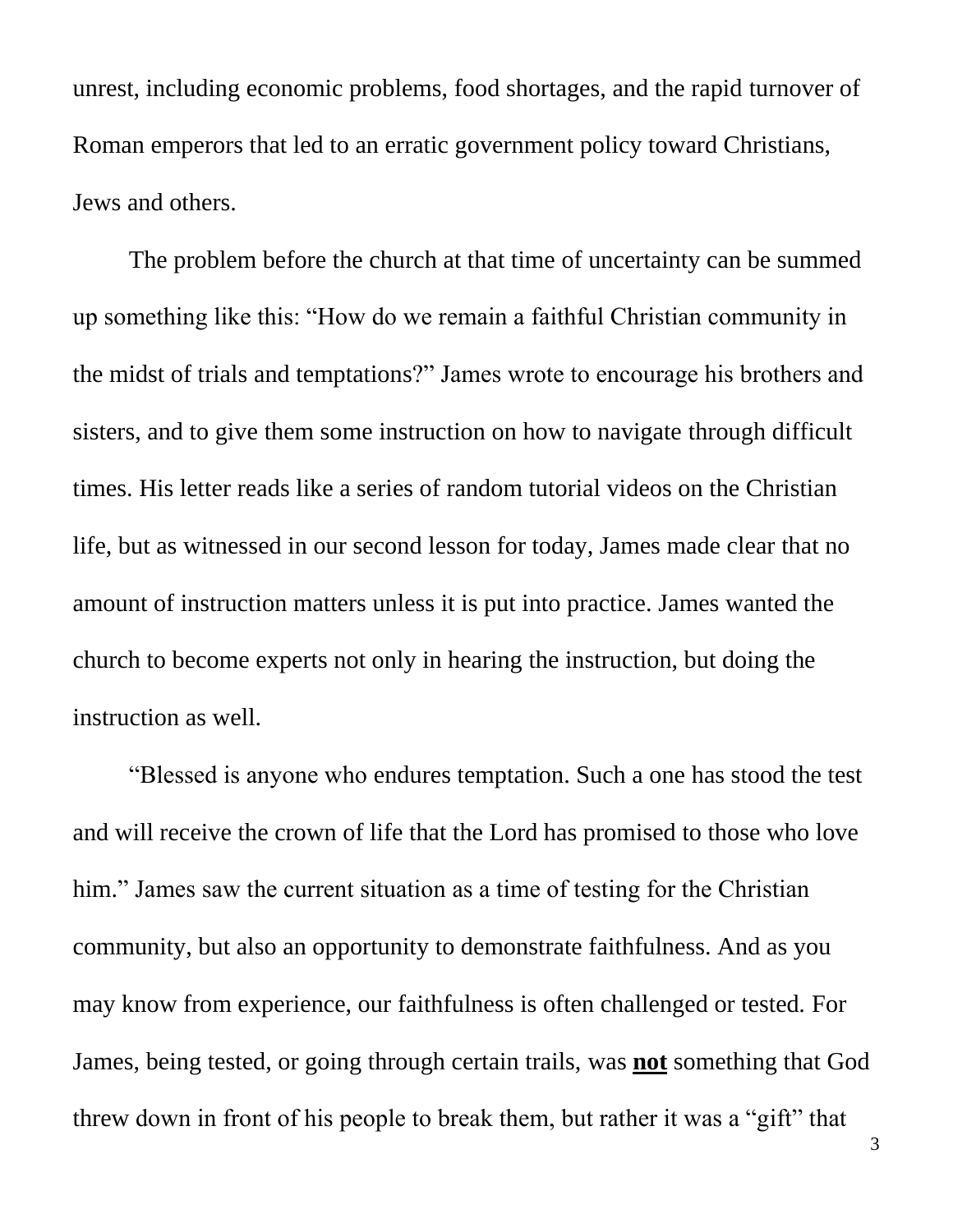unrest, including economic problems, food shortages, and the rapid turnover of Roman emperors that led to an erratic government policy toward Christians, Jews and others.

The problem before the church at that time of uncertainty can be summed up something like this: “How do we remain a faithful Christian community in the midst of trials and temptations?” James wrote to encourage his brothers and sisters, and to give them some instruction on how to navigate through difficult times. His letter reads like a series of random tutorial videos on the Christian life, but as witnessed in our second lesson for today, James made clear that no amount of instruction matters unless it is put into practice. James wanted the church to become experts not only in hearing the instruction, but doing the instruction as well.

“Blessed is anyone who endures temptation. Such a one has stood the test and will receive the crown of life that the Lord has promised to those who love him.” James saw the current situation as a time of testing for the Christian community, but also an opportunity to demonstrate faithfulness. And as you may know from experience, our faithfulness is often challenged or tested. For James, being tested, or going through certain trails, was **<u>not</u>** something that God threw down in front of his people to break them, but rather it was a “gift” that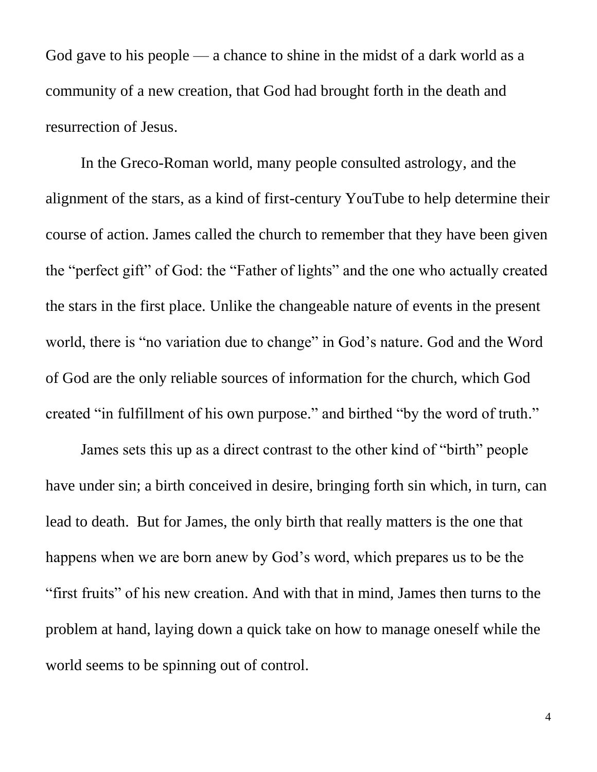God gave to his people — a chance to shine in the midst of a dark world as a community of a new creation, that God had brought forth in the death and resurrection of Jesus.

In the Greco-Roman world, many people consulted astrology, and the alignment of the stars, as a kind of first-century YouTube to help determine their course of action. James called the church to remember that they have been given the "perfect gift" of God: the "Father of lights" and the one who actually created the stars in the first place. Unlike the changeable nature of events in the present world, there is "no variation due to change" in God's nature. God and the Word of God are the only reliable sources of information for the church, which God created "in fulfillment of his own purpose." and birthed "by the word of truth."

James sets this up as a direct contrast to the other kind of "birth" people have under sin; a birth conceived in desire, bringing forth sin which, in turn, can lead to death. But for James, the only birth that really matters is the one that happens when we are born anew by God's word, which prepares us to be the "first fruits" of his new creation. And with that in mind, James then turns to the problem at hand, laying down a quick take on how to manage oneself while the world seems to be spinning out of control.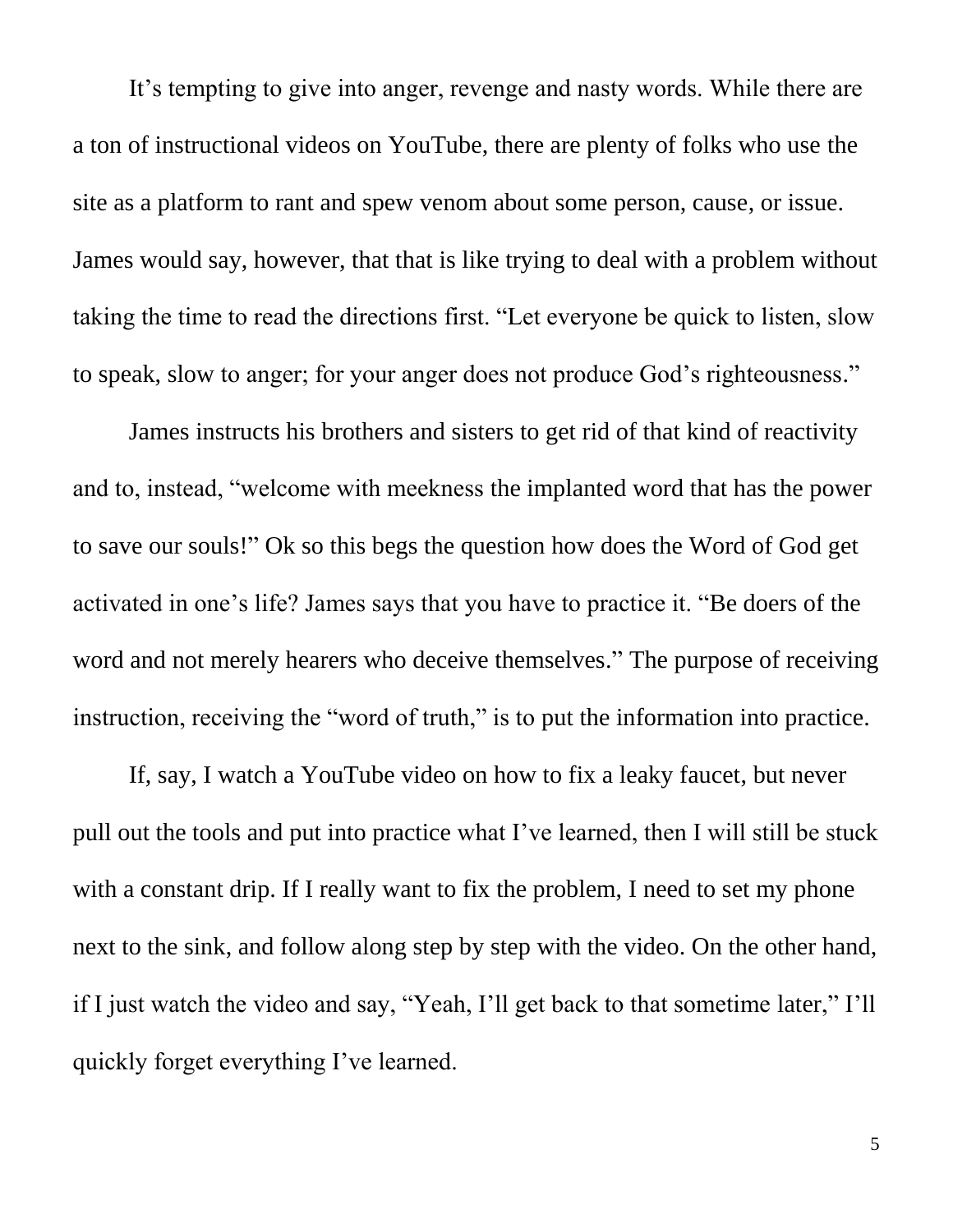It's tempting to give into anger, revenge and nasty words. While there are a ton of instructional videos on YouTube, there are plenty of folks who use the site as a platform to rant and spew venom about some person, cause, or issue. James would say, however, that that is like trying to deal with a problem without taking the time to read the directions first. "Let everyone be quick to listen, slow to speak, slow to anger; for your anger does not produce God's righteousness."

James instructs his brothers and sisters to get rid of that kind of reactivity and to, instead, "welcome with meekness the implanted word that has the power to save our souls!" Ok so this begs the question how does the Word of God get activated in one's life? James says that you have to practice it. "Be doers of the word and not merely hearers who deceive themselves." The purpose of receiving instruction, receiving the "word of truth," is to put the information into practice.

If, say, I watch a YouTube video on how to fix a leaky faucet, but never pull out the tools and put into practice what I've learned, then I will still be stuck with a constant drip. If I really want to fix the problem, I need to set my phone next to the sink, and follow along step by step with the video. On the other hand, if I just watch the video and say, "Yeah, I'll get back to that sometime later," I'll quickly forget everything I've learned.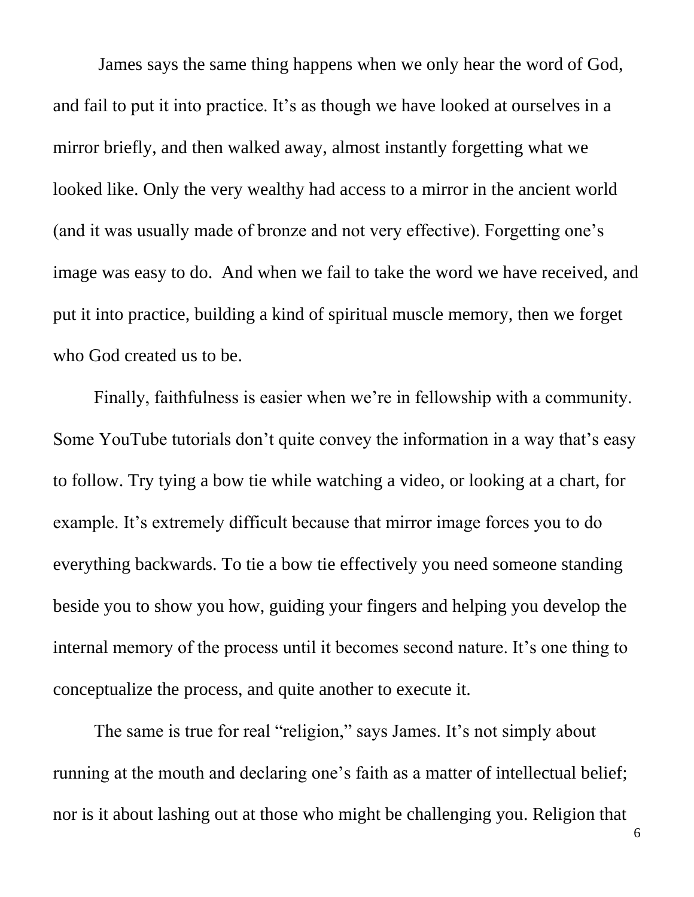James says the same thing happens when we only hear the word of God, and fail to put it into practice. It's as though we have looked at ourselves in a mirror briefly, and then walked away, almost instantly forgetting what we looked like. Only the very wealthy had access to a mirror in the ancient world (and it was usually made of bronze and not very effective). Forgetting one's image was easy to do. And when we fail to take the word we have received, and put it into practice, building a kind of spiritual muscle memory, then we forget who God created us to be.

Finally, faithfulness is easier when we're in fellowship with a community. Some YouTube tutorials don't quite convey the information in a way that's easy to follow. Try tying a bow tie while watching a video, or looking at a chart, for example. It's extremely difficult because that mirror image forces you to do everything backwards. To tie a bow tie effectively you need someone standing beside you to show you how, guiding your fingers and helping you develop the internal memory of the process until it becomes second nature. It's one thing to conceptualize the process, and quite another to execute it.

The same is true for real "religion," says James. It's not simply about running at the mouth and declaring one's faith as a matter of intellectual belief; nor is it about lashing out at those who might be challenging you. Religion that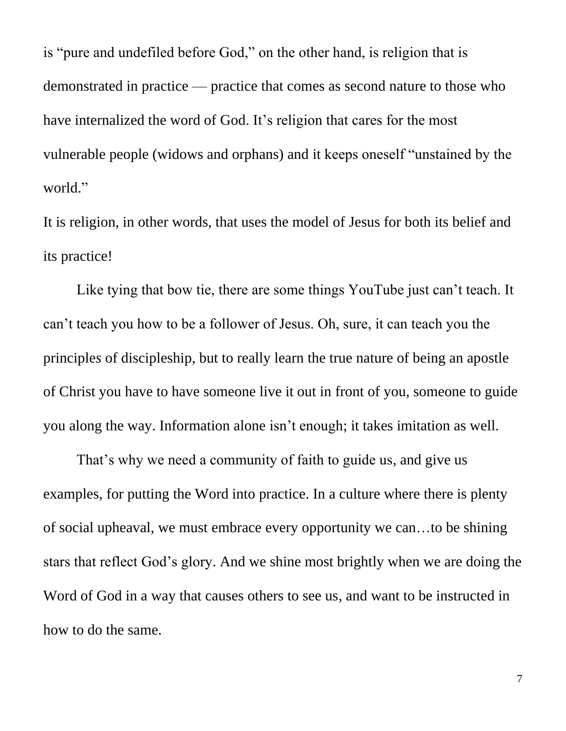is "pure and undefiled before God," on the other hand, is religion that is demonstrated in practice — practice that comes as second nature to those who have internalized the word of God. It's religion that cares for the most vulnerable people (widows and orphans) and it keeps oneself "unstained by the world."

It is religion, in other words, that uses the model of Jesus for both its belief and its practice!

Like tying that bow tie, there are some things YouTube just can't teach. It can't teach you how to be a follower of Jesus. Oh, sure, it can teach you the principles of discipleship, but to really learn the true nature of being an apostle of Christ you have to have someone live it out in front of you, someone to guide you along the way. Information alone isn't enough; it takes imitation as well.

That's why we need a community of faith to guide us, and give us examples, for putting the Word into practice. In a culture where there is plenty of social upheaval, we must embrace every opportunity we can…to be shining stars that reflect God's glory. And we shine most brightly when we are doing the Word of God in a way that causes others to see us, and want to be instructed in how to do the same.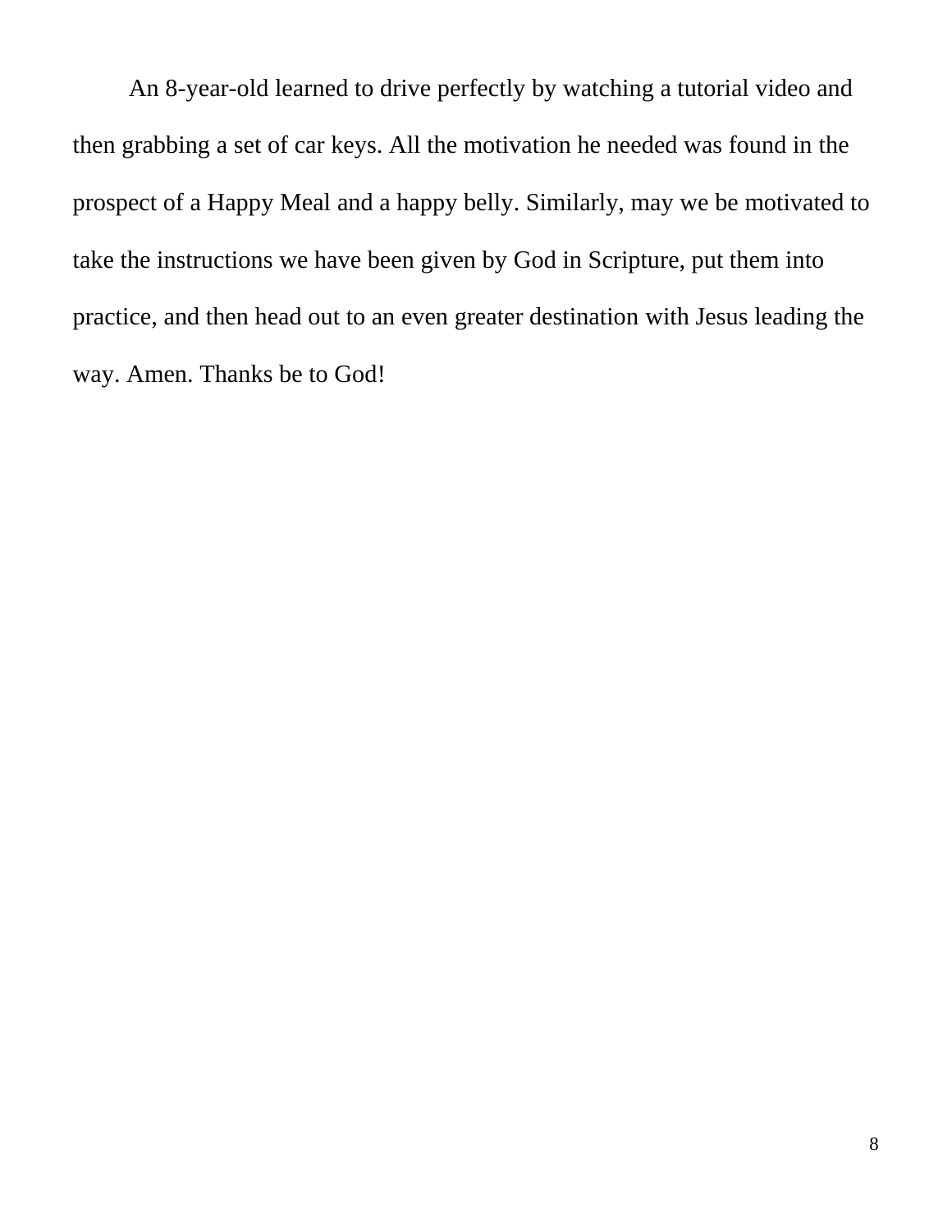An 8-year-old learned to drive perfectly by watching a tutorial video and then grabbing a set of car keys. All the motivation he needed was found in the prospect of a Happy Meal and a happy belly. Similarly, may we be motivated to take the instructions we have been given by God in Scripture, put them into practice, and then head out to an even greater destination with Jesus leading the way. Amen. Thanks be to God!